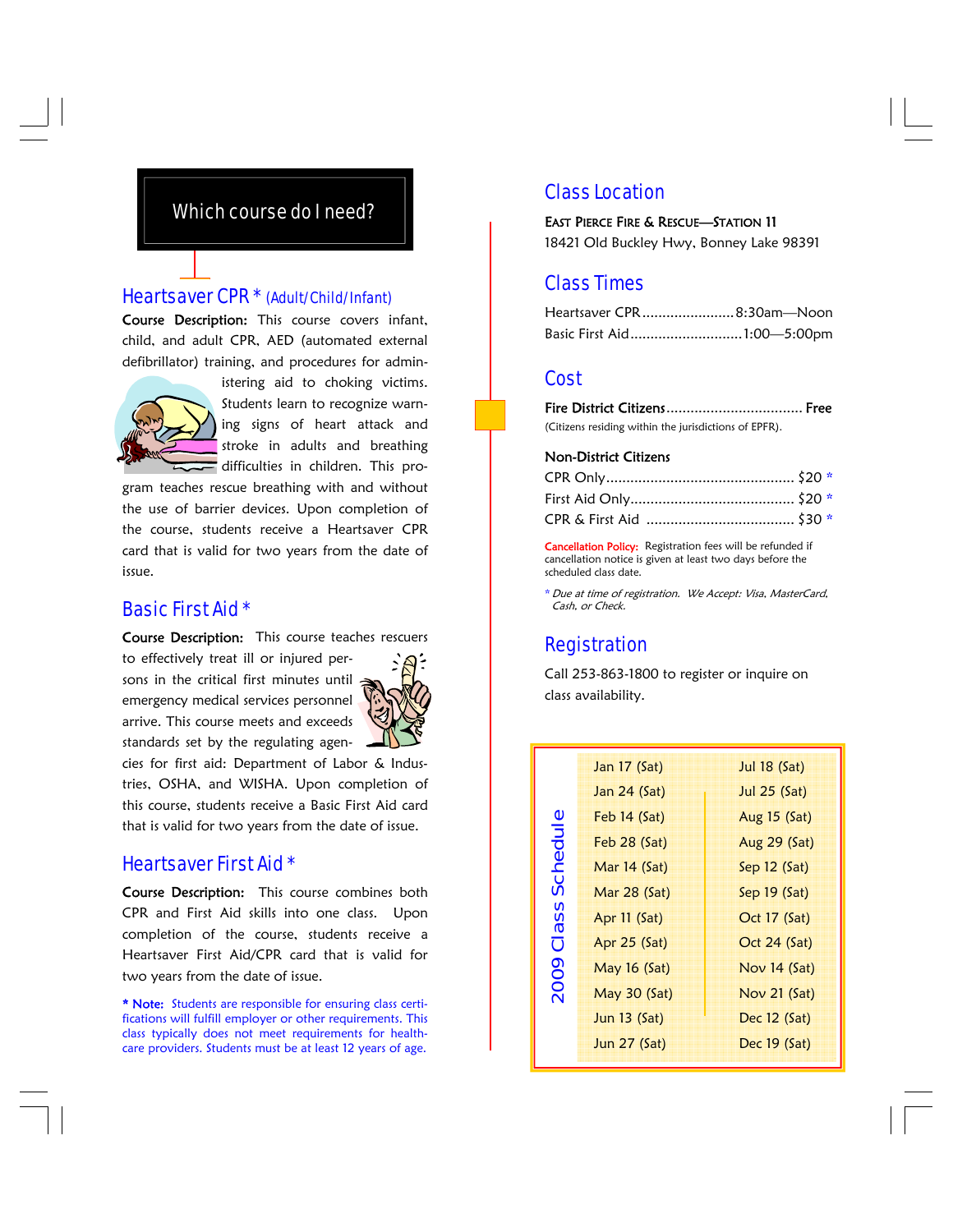## Which course do I need?

### Heartsaver CPR * (Adult/Child/Infant)

**Course Description:** This course covers infant, child, and adult CPR, AED (automated external defibrillator) training, and procedures for administering aid to choking victims. Students learn to recognize warning signs of heart attack and stroke in adults and breathing difficulties in children. This program teaches rescue breathing with and without the use of barrier devices. Upon completion of the course, students receive a Heartsaver CPR card that is valid for two years from the date of issue.

### Basic First Aid *

**Course Description:** This course teaches rescuers to effectively treat ill or injured persons in the critical first minutes until emergency medical services personnel arrive. This course meets and exceeds standards set by the regulating agencies for first aid: Department of Labor & Industries, OSHA, and WISHA. Upon completion of this course, students receive a Basic First Aid card that is valid for two years from the date of issue.

### Heartsaver First Aid *

**Course Description:** This course combines both CPR and First Aid skills into one class. Upon completion of the course, students receive a Heartsaver First Aid/CPR card that is valid for two years from the date of issue.

**\* Note:** Students are responsible for ensuring class certifications will fulfill employer or other requirements. This class typically does not meet requirements for healthcare providers. Students must be at least 12 years of age.

## Class Location

EAST PIERCE FIRE & RESCUE—STATION 11
18421 Old Buckley Hwy, Bonney Lake 98391

## Class Times

Heartsaver CPR........................8:30am—Noon
Basic First Aid............................1:00—5:00pm

## Cost

**Fire District Citizens.................................. Free**
(Citizens residing within the jurisdictions of EPFR).

**Non-District Citizens**

CPR Only.............................................. $20 *
First Aid Only......................................... $20 *
CPR & First Aid ..................................... $30 *

**Cancellation Policy:** Registration fees will be refunded if cancellation notice is given at least two days before the scheduled class date.

*\* Due at time of registration. We Accept: Visa, MasterCard, Cash, or Check.*

## Registration

Call 253-863-1800 to register or inquire on class availability.

## 2009 Class Schedule

| | |
|---|---|
| Jan 17 (Sat) | Jul 18 (Sat) |
| Jan 24 (Sat) | Jul 25 (Sat) |
| Feb 14 (Sat) | Aug 15 (Sat) |
| Feb 28 (Sat) | Aug 29 (Sat) |
| Mar 14 (Sat) | Sep 12 (Sat) |
| Mar 28 (Sat) | Sep 19 (Sat) |
| Apr 11 (Sat) | Oct 17 (Sat) |
| Apr 25 (Sat) | Oct 24 (Sat) |
| May 16 (Sat) | Nov 14 (Sat) |
| May 30 (Sat) | Nov 21 (Sat) |
| Jun 13 (Sat) | Dec 12 (Sat) |
| Jun 27 (Sat) | Dec 19 (Sat) |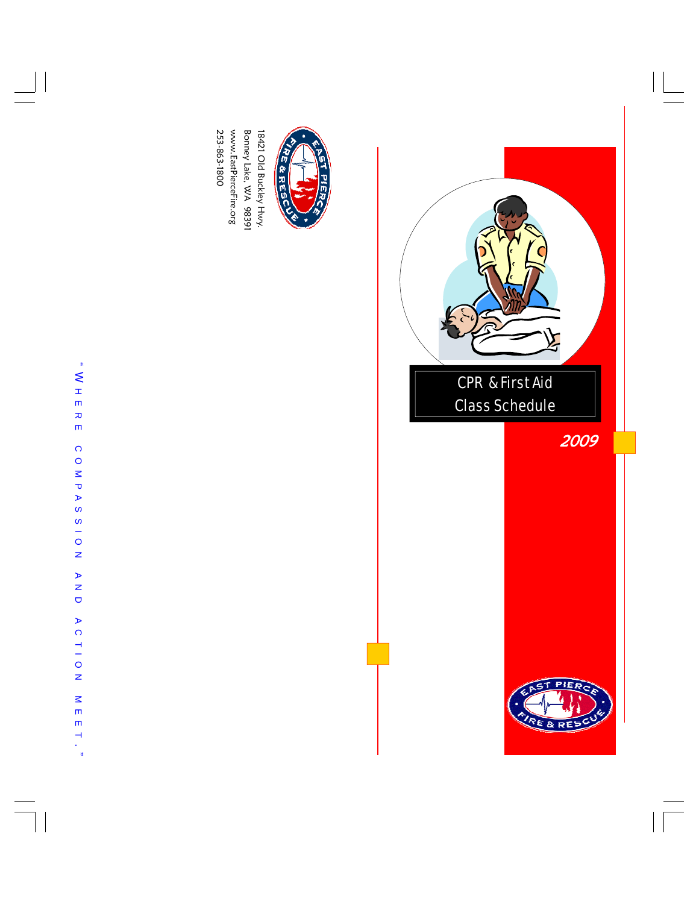# CPR & First Aid Class Schedule

**2009**

18421 Old Buckley Hwy.
Bonney Lake, WA 98391
www.EastPierceFire.org
253-863-1800

"WHERE COMPASSION AND ACTION MEET."